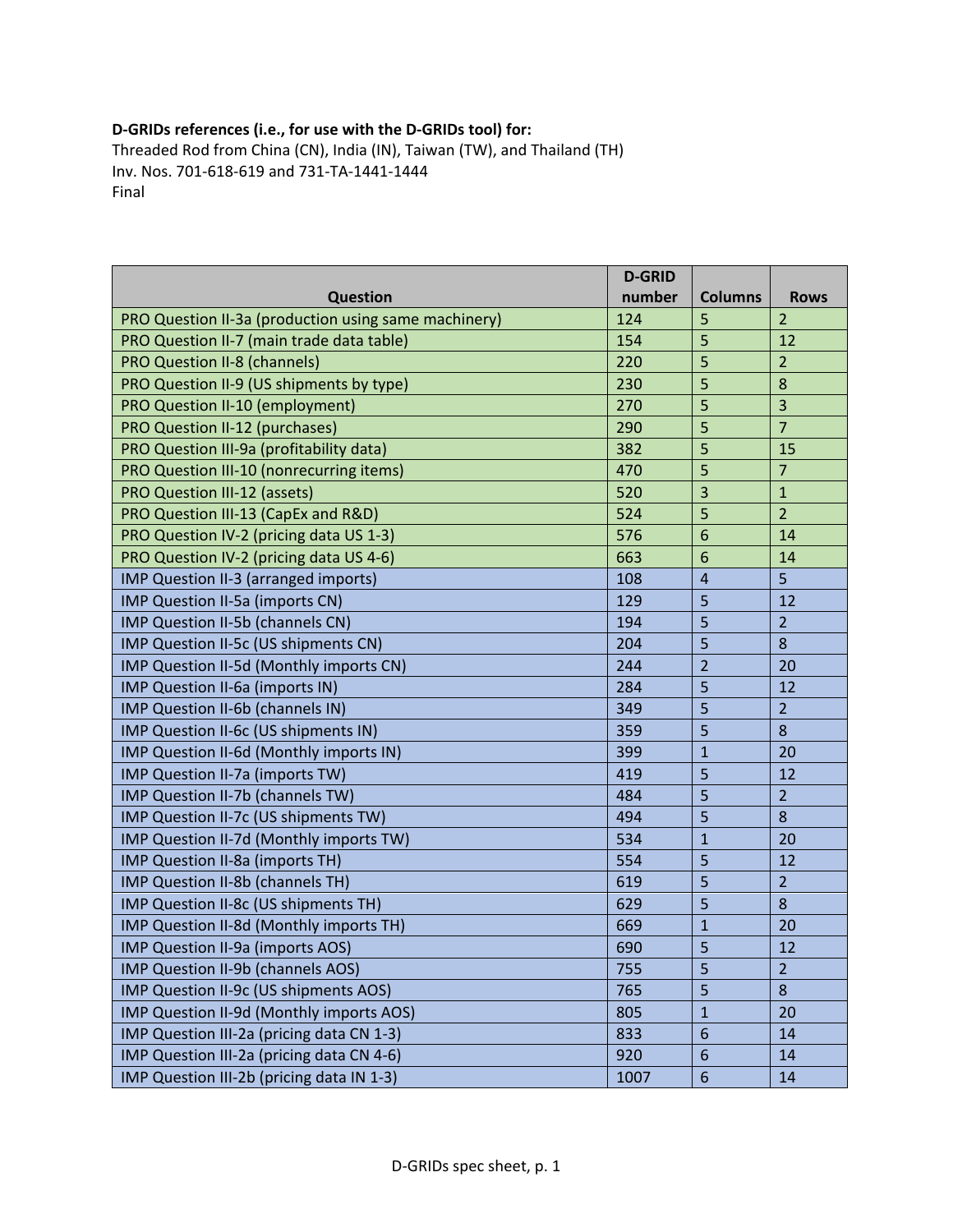**D-GRIDs references (i.e., for use with the D-GRIDs tool) for:**
Threaded Rod from China (CN), India (IN), Taiwan (TW), and Thailand (TH)
Inv. Nos. 701-618-619 and 731-TA-1441-1444
Final

| Question | D-GRID number | Columns | Rows |
|---|---|---|---|
| PRO Question II-3a (production using same machinery) | 124 | 5 | 2 |
| PRO Question II-7 (main trade data table) | 154 | 5 | 12 |
| PRO Question II-8 (channels) | 220 | 5 | 2 |
| PRO Question II-9 (US shipments by type) | 230 | 5 | 8 |
| PRO Question II-10 (employment) | 270 | 5 | 3 |
| PRO Question II-12 (purchases) | 290 | 5 | 7 |
| PRO Question III-9a (profitability data) | 382 | 5 | 15 |
| PRO Question III-10 (nonrecurring items) | 470 | 5 | 7 |
| PRO Question III-12 (assets) | 520 | 3 | 1 |
| PRO Question III-13 (CapEx and R&D) | 524 | 5 | 2 |
| PRO Question IV-2 (pricing data US 1-3) | 576 | 6 | 14 |
| PRO Question IV-2 (pricing data US 4-6) | 663 | 6 | 14 |
| IMP Question II-3 (arranged imports) | 108 | 4 | 5 |
| IMP Question II-5a (imports CN) | 129 | 5 | 12 |
| IMP Question II-5b (channels CN) | 194 | 5 | 2 |
| IMP Question II-5c (US shipments CN) | 204 | 5 | 8 |
| IMP Question II-5d (Monthly imports CN) | 244 | 2 | 20 |
| IMP Question II-6a (imports IN) | 284 | 5 | 12 |
| IMP Question II-6b (channels IN) | 349 | 5 | 2 |
| IMP Question II-6c (US shipments IN) | 359 | 5 | 8 |
| IMP Question II-6d (Monthly imports IN) | 399 | 1 | 20 |
| IMP Question II-7a (imports TW) | 419 | 5 | 12 |
| IMP Question II-7b (channels TW) | 484 | 5 | 2 |
| IMP Question II-7c (US shipments TW) | 494 | 5 | 8 |
| IMP Question II-7d (Monthly imports TW) | 534 | 1 | 20 |
| IMP Question II-8a (imports TH) | 554 | 5 | 12 |
| IMP Question II-8b (channels TH) | 619 | 5 | 2 |
| IMP Question II-8c (US shipments TH) | 629 | 5 | 8 |
| IMP Question II-8d (Monthly imports TH) | 669 | 1 | 20 |
| IMP Question II-9a (imports AOS) | 690 | 5 | 12 |
| IMP Question II-9b (channels AOS) | 755 | 5 | 2 |
| IMP Question II-9c (US shipments AOS) | 765 | 5 | 8 |
| IMP Question II-9d (Monthly imports AOS) | 805 | 1 | 20 |
| IMP Question III-2a (pricing data CN 1-3) | 833 | 6 | 14 |
| IMP Question III-2a (pricing data CN 4-6) | 920 | 6 | 14 |
| IMP Question III-2b (pricing data IN 1-3) | 1007 | 6 | 14 |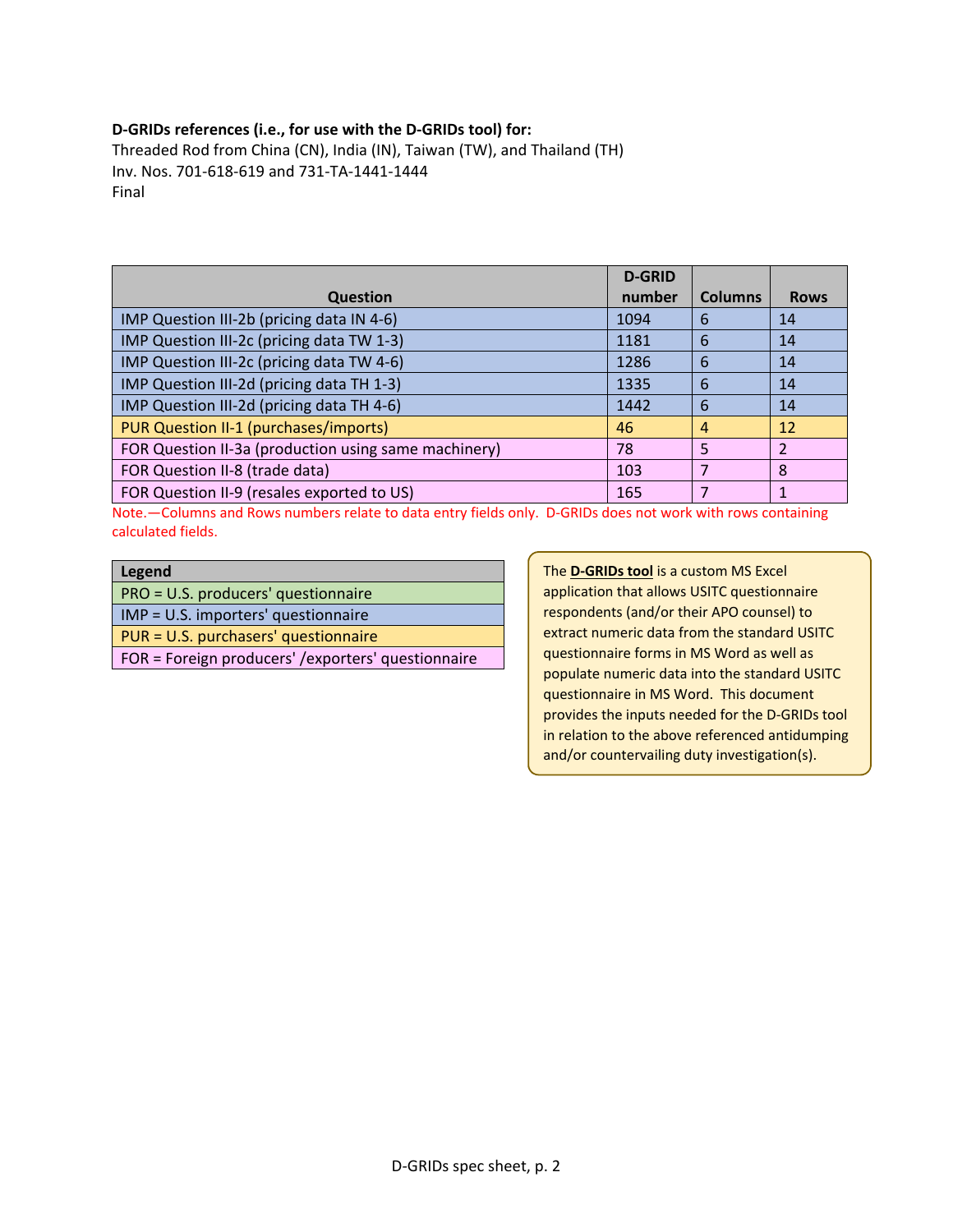**D-GRIDs references (i.e., for use with the D-GRIDs tool) for:**
Threaded Rod from China (CN), India (IN), Taiwan (TW), and Thailand (TH)
Inv. Nos. 701-618-619 and 731-TA-1441-1444
Final

| Question | D-GRID number | Columns | Rows |
|---|---|---|---|
| IMP Question III-2b (pricing data IN 4-6) | 1094 | 6 | 14 |
| IMP Question III-2c (pricing data TW 1-3) | 1181 | 6 | 14 |
| IMP Question III-2c (pricing data TW 4-6) | 1286 | 6 | 14 |
| IMP Question III-2d (pricing data TH 1-3) | 1335 | 6 | 14 |
| IMP Question III-2d (pricing data TH 4-6) | 1442 | 6 | 14 |
| PUR Question II-1 (purchases/imports) | 46 | 4 | 12 |
| FOR Question II-3a (production using same machinery) | 78 | 5 | 2 |
| FOR Question II-8 (trade data) | 103 | 7 | 8 |
| FOR Question II-9 (resales exported to US) | 165 | 7 | 1 |

Note.—Columns and Rows numbers relate to data entry fields only. D-GRIDs does not work with rows containing calculated fields.

| Legend |
|---|
| PRO = U.S. producers' questionnaire |
| IMP = U.S. importers' questionnaire |
| PUR = U.S. purchasers' questionnaire |
| FOR = Foreign producers' /exporters' questionnaire |

The **D-GRIDs tool** is a custom MS Excel application that allows USITC questionnaire respondents (and/or their APO counsel) to extract numeric data from the standard USITC questionnaire forms in MS Word as well as populate numeric data into the standard USITC questionnaire in MS Word. This document provides the inputs needed for the D-GRIDs tool in relation to the above referenced antidumping and/or countervailing duty investigation(s).